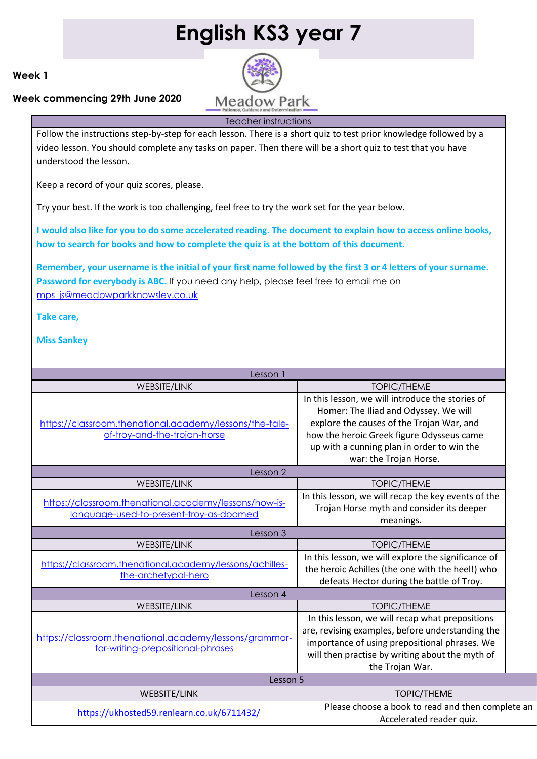# English KS3 year 7

**Week 1**

**Week commencing 29th June 2020**

Meadow Park
Patience, Guidance and Determination

| Teacher instructions |
|---|
| Follow the instructions step-by-step for each lesson. There is a short quiz to test prior knowledge followed by a video lesson. You should complete any tasks on paper. Then there will be a short quiz to test that you have understood the lesson.<br><br>Keep a record of your quiz scores, please.<br><br>Try your best. If the work is too challenging, feel free to try the work set for the year below.<br><br>**I would also like for you to do some accelerated reading. The document to explain how to access online books, how to search for books and how to complete the quiz is at the bottom of this document.**<br><br>**Remember, your username is the initial of your first name followed by the first 3 or 4 letters of your surname. Password for everybody is ABC.** If you need any help, please feel free to email me on mps_js@meadowparkknowsley.co.uk<br><br>**Take care,**<br><br>**Miss Sankey** |

| Lesson 1 | |
|---|---|
| WEBSITE/LINK | TOPIC/THEME |
| https://classroom.thenational.academy/lessons/the-tale-of-troy-and-the-trojan-horse | In this lesson, we will introduce the stories of Homer: The Iliad and Odyssey. We will explore the causes of the Trojan War, and how the heroic Greek figure Odysseus came up with a cunning plan in order to win the war: the Trojan Horse. |
| **Lesson 2** | |
| WEBSITE/LINK | TOPIC/THEME |
| https://classroom.thenational.academy/lessons/how-is-language-used-to-present-troy-as-doomed | In this lesson, we will recap the key events of the Trojan Horse myth and consider its deeper meanings. |
| **Lesson 3** | |
| WEBSITE/LINK | TOPIC/THEME |
| https://classroom.thenational.academy/lessons/achilles-the-archetypal-hero | In this lesson, we will explore the significance of the heroic Achilles (the one with the heel!) who defeats Hector during the battle of Troy. |
| **Lesson 4** | |
| WEBSITE/LINK | TOPIC/THEME |
| https://classroom.thenational.academy/lessons/grammar-for-writing-prepositional-phrases | In this lesson, we will recap what prepositions are, revising examples, before understanding the importance of using prepositional phrases. We will then practise by writing about the myth of the Trojan War. |
| **Lesson 5** | |
| WEBSITE/LINK | TOPIC/THEME |
| https://ukhosted59.renlearn.co.uk/6711432/ | Please choose a book to read and then complete an Accelerated reader quiz. |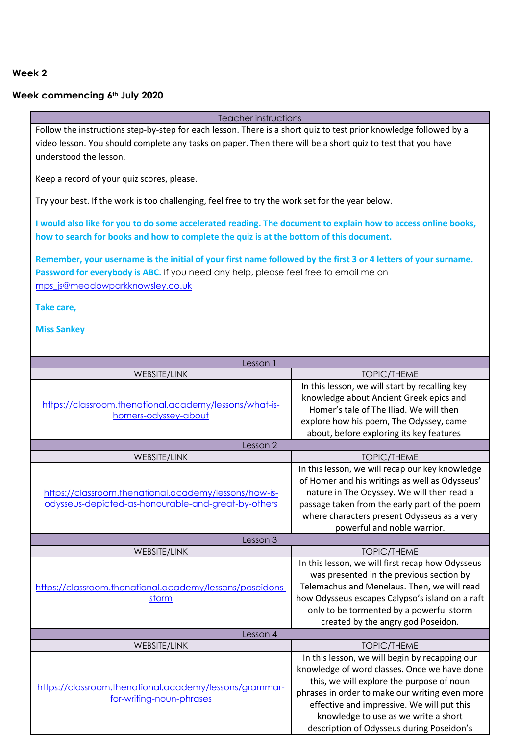**Week 2**

**Week commencing 6th July 2020**

| Teacher instructions |
|---|
| Follow the instructions step-by-step for each lesson. There is a short quiz to test prior knowledge followed by a video lesson. You should complete any tasks on paper. Then there will be a short quiz to test that you have understood the lesson.<br><br>Keep a record of your quiz scores, please.<br><br>Try your best. If the work is too challenging, feel free to try the work set for the year below.<br><br>**I would also like for you to do some accelerated reading. The document to explain how to access online books, how to search for books and how to complete the quiz is at the bottom of this document.**<br><br>**Remember, your username is the initial of your first name followed by the first 3 or 4 letters of your surname. Password for everybody is ABC.** If you need any help, please feel free to email me on mps_js@meadowparkknowsley.co.uk<br><br>**Take care,**<br><br>**Miss Sankey** |

| Lesson 1 | |
|---|---|
| WEBSITE/LINK | TOPIC/THEME |
| https://classroom.thenational.academy/lessons/what-is-homers-odyssey-about | In this lesson, we will start by recalling key knowledge about Ancient Greek epics and Homer's tale of The Iliad. We will then explore how his poem, The Odyssey, came about, before exploring its key features |
| **Lesson 2** | |
| WEBSITE/LINK | TOPIC/THEME |
| https://classroom.thenational.academy/lessons/how-is-odysseus-depicted-as-honourable-and-great-by-others | In this lesson, we will recap our key knowledge of Homer and his writings as well as Odysseus' nature in The Odyssey. We will then read a passage taken from the early part of the poem where characters present Odysseus as a very powerful and noble warrior. |
| **Lesson 3** | |
| WEBSITE/LINK | TOPIC/THEME |
| https://classroom.thenational.academy/lessons/poseidons-storm | In this lesson, we will first recap how Odysseus was presented in the previous section by Telemachus and Menelaus. Then, we will read how Odysseus escapes Calypso's island on a raft only to be tormented by a powerful storm created by the angry god Poseidon. |
| **Lesson 4** | |
| WEBSITE/LINK | TOPIC/THEME |
| https://classroom.thenational.academy/lessons/grammar-for-writing-noun-phrases | In this lesson, we will begin by recapping our knowledge of word classes. Once we have done this, we will explore the purpose of noun phrases in order to make our writing even more effective and impressive. We will put this knowledge to use as we write a short description of Odysseus during Poseidon's |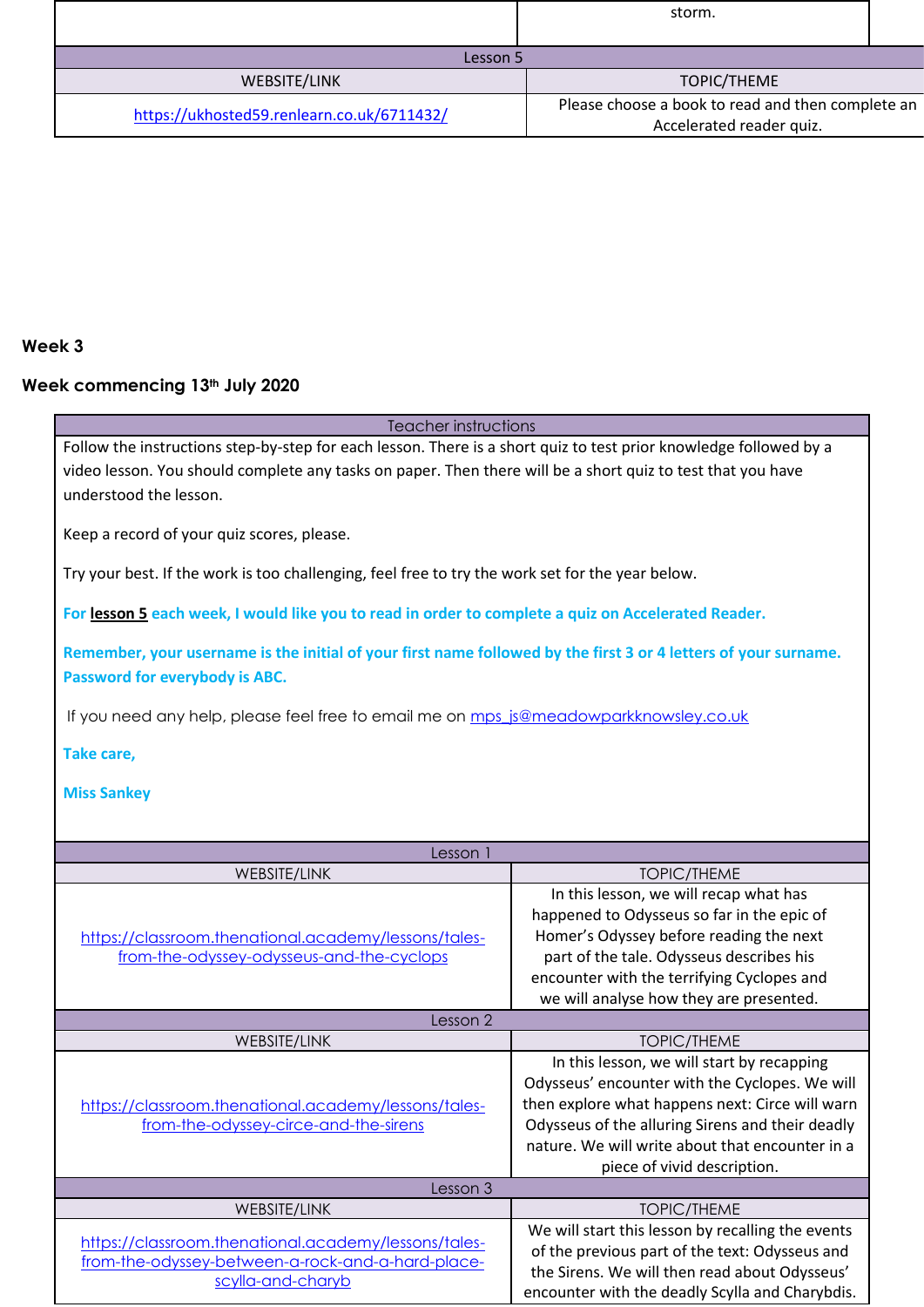| | storm. |
|---|---|

| Lesson 5 | |
|---|---|
| WEBSITE/LINK | TOPIC/THEME |
| https://ukhosted59.renlearn.co.uk/6711432/ | Please choose a book to read and then complete an Accelerated reader quiz. |

**Week 3**

**Week commencing 13th July 2020**

| Teacher instructions |
|---|
| Follow the instructions step-by-step for each lesson. There is a short quiz to test prior knowledge followed by a video lesson. You should complete any tasks on paper. Then there will be a short quiz to test that you have understood the lesson. <br><br> Keep a record of your quiz scores, please. <br><br> Try your best. If the work is too challenging, feel free to try the work set for the year below. <br><br> **For lesson 5 each week, I would like you to read in order to complete a quiz on Accelerated Reader.** <br><br> **Remember, your username is the initial of your first name followed by the first 3 or 4 letters of your surname. Password for everybody is ABC.** <br><br> If you need any help, please feel free to email me on mps_js@meadowparkknowsley.co.uk <br><br> **Take care,** <br><br> **Miss Sankey** |

| Lesson 1 | |
|---|---|
| WEBSITE/LINK | TOPIC/THEME |
| https://classroom.thenational.academy/lessons/tales-from-the-odyssey-odysseus-and-the-cyclops | In this lesson, we will recap what has happened to Odysseus so far in the epic of Homer's Odyssey before reading the next part of the tale. Odysseus describes his encounter with the terrifying Cyclopes and we will analyse how they are presented. |
| **Lesson 2** | |
| WEBSITE/LINK | TOPIC/THEME |
| https://classroom.thenational.academy/lessons/tales-from-the-odyssey-circe-and-the-sirens | In this lesson, we will start by recapping Odysseus' encounter with the Cyclopes. We will then explore what happens next: Circe will warn Odysseus of the alluring Sirens and their deadly nature. We will write about that encounter in a piece of vivid description. |
| **Lesson 3** | |
| WEBSITE/LINK | TOPIC/THEME |
| https://classroom.thenational.academy/lessons/tales-from-the-odyssey-between-a-rock-and-a-hard-place-scylla-and-charyb | We will start this lesson by recalling the events of the previous part of the text: Odysseus and the Sirens. We will then read about Odysseus' encounter with the deadly Scylla and Charybdis. |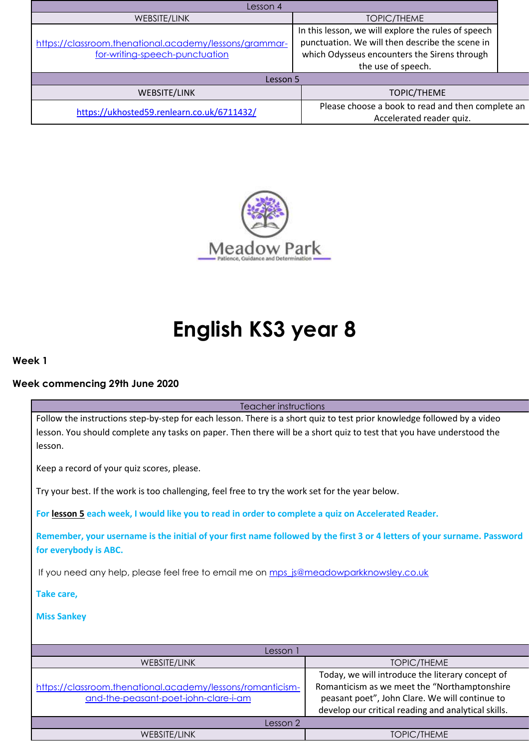| Lesson 4 | |
| --- | --- |
| WEBSITE/LINK | TOPIC/THEME |
| https://classroom.thenational.academy/lessons/grammar-for-writing-speech-punctuation | In this lesson, we will explore the rules of speech punctuation. We will then describe the scene in which Odysseus encounters the Sirens through the use of speech. |

| Lesson 5 | |
| --- | --- |
| WEBSITE/LINK | TOPIC/THEME |
| https://ukhosted59.renlearn.co.uk/6711432/ | Please choose a book to read and then complete an Accelerated reader quiz. |

Meadow Park

Patience, Guidance and Determination

# English KS3 year 8

**Week 1**

**Week commencing 29th June 2020**

| Teacher instructions |
| --- |
| Follow the instructions step-by-step for each lesson. There is a short quiz to test prior knowledge followed by a video lesson. You should complete any tasks on paper. Then there will be a short quiz to test that you have understood the lesson.<br><br>Keep a record of your quiz scores, please.<br><br>Try your best. If the work is too challenging, feel free to try the work set for the year below.<br><br>**For lesson 5 each week, I would like you to read in order to complete a quiz on Accelerated Reader.**<br><br>**Remember, your username is the initial of your first name followed by the first 3 or 4 letters of your surname. Password for everybody is ABC.**<br><br>If you need any help, please feel free to email me on mps_js@meadowparkknowsley.co.uk<br><br>**Take care,**<br><br>**Miss Sankey** |

| Lesson 1 | |
| --- | --- |
| WEBSITE/LINK | TOPIC/THEME |
| https://classroom.thenational.academy/lessons/romanticism-and-the-peasant-poet-john-clare-i-am | Today, we will introduce the literary concept of Romanticism as we meet the "Northamptonshire peasant poet", John Clare. We will continue to develop our critical reading and analytical skills. |

| Lesson 2 | |
| --- | --- |
| WEBSITE/LINK | TOPIC/THEME |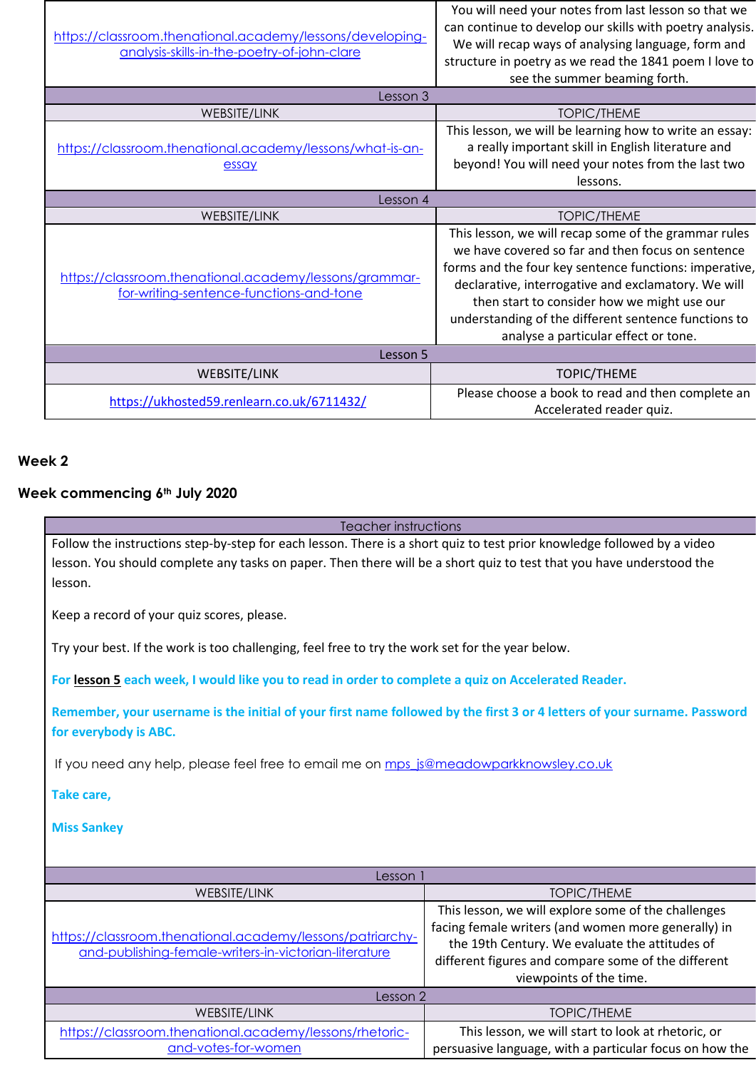| WEBSITE/LINK | TOPIC/THEME |
|---|---|
| https://classroom.thenational.academy/lessons/developing-analysis-skills-in-the-poetry-of-john-clare | You will need your notes from last lesson so that we can continue to develop our skills with poetry analysis. We will recap ways of analysing language, form and structure in poetry as we read the 1841 poem I love to see the summer beaming forth. |
| Lesson 3 | |
| WEBSITE/LINK | TOPIC/THEME |
| https://classroom.thenational.academy/lessons/what-is-an-essay | This lesson, we will be learning how to write an essay: a really important skill in English literature and beyond! You will need your notes from the last two lessons. |
| Lesson 4 | |
| WEBSITE/LINK | TOPIC/THEME |
| https://classroom.thenational.academy/lessons/grammar-for-writing-sentence-functions-and-tone | This lesson, we will recap some of the grammar rules we have covered so far and then focus on sentence forms and the four key sentence functions: imperative, declarative, interrogative and exclamatory. We will then start to consider how we might use our understanding of the different sentence functions to analyse a particular effect or tone. |
| Lesson 5 | |
| WEBSITE/LINK | TOPIC/THEME |
| https://ukhosted59.renlearn.co.uk/6711432/ | Please choose a book to read and then complete an Accelerated reader quiz. |

**Week 2**

**Week commencing 6th July 2020**

| Teacher instructions |
|---|
| Follow the instructions step-by-step for each lesson. There is a short quiz to test prior knowledge followed by a video lesson. You should complete any tasks on paper. Then there will be a short quiz to test that you have understood the lesson.<br><br>Keep a record of your quiz scores, please.<br><br>Try your best. If the work is too challenging, feel free to try the work set for the year below.<br><br>**For lesson 5 each week, I would like you to read in order to complete a quiz on Accelerated Reader.**<br><br>**Remember, your username is the initial of your first name followed by the first 3 or 4 letters of your surname. Password for everybody is ABC.**<br><br>If you need any help, please feel free to email me on mps_js@meadowparkknowsley.co.uk<br><br>**Take care,**<br><br>**Miss Sankey** |

| WEBSITE/LINK | TOPIC/THEME |
|---|---|
| Lesson 1 | |
| WEBSITE/LINK | TOPIC/THEME |
| https://classroom.thenational.academy/lessons/patriarchy-and-publishing-female-writers-in-victorian-literature | This lesson, we will explore some of the challenges facing female writers (and women more generally) in the 19th Century. We evaluate the attitudes of different figures and compare some of the different viewpoints of the time. |
| Lesson 2 | |
| WEBSITE/LINK | TOPIC/THEME |
| https://classroom.thenational.academy/lessons/rhetoric-and-votes-for-women | This lesson, we will start to look at rhetoric, or persuasive language, with a particular focus on how the |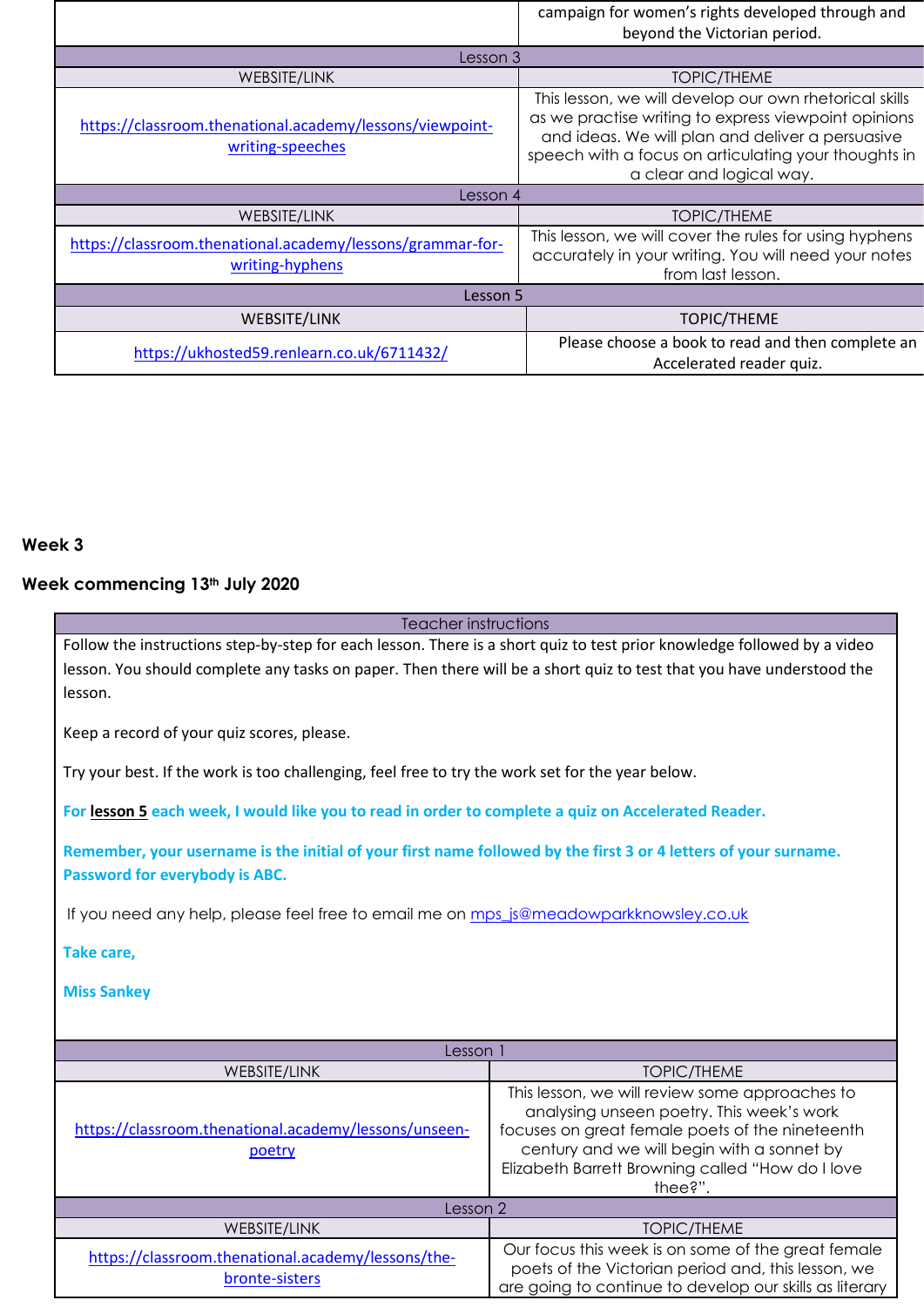| | |
|---|---|
| | campaign for women's rights developed through and beyond the Victorian period. |
| Lesson 3 | |
| WEBSITE/LINK | TOPIC/THEME |
| https://classroom.thenational.academy/lessons/viewpoint-writing-speeches | This lesson, we will develop our own rhetorical skills as we practise writing to express viewpoint opinions and ideas. We will plan and deliver a persuasive speech with a focus on articulating your thoughts in a clear and logical way. |
| Lesson 4 | |
| WEBSITE/LINK | TOPIC/THEME |
| https://classroom.thenational.academy/lessons/grammar-for-writing-hyphens | This lesson, we will cover the rules for using hyphens accurately in your writing. You will need your notes from last lesson. |
| Lesson 5 | |
| WEBSITE/LINK | TOPIC/THEME |
| https://ukhosted59.renlearn.co.uk/6711432/ | Please choose a book to read and then complete an Accelerated reader quiz. |

**Week 3**

**Week commencing 13th July 2020**

| Teacher instructions | |
|---|---|
| Follow the instructions step-by-step for each lesson. There is a short quiz to test prior knowledge followed by a video lesson. You should complete any tasks on paper. Then there will be a short quiz to test that you have understood the lesson.<br><br>Keep a record of your quiz scores, please.<br><br>Try your best. If the work is too challenging, feel free to try the work set for the year below.<br><br>**For lesson 5 each week, I would like you to read in order to complete a quiz on Accelerated Reader.**<br><br>**Remember, your username is the initial of your first name followed by the first 3 or 4 letters of your surname. Password for everybody is ABC.**<br><br>If you need any help, please feel free to email me on mps_js@meadowparkknowsley.co.uk<br><br>**Take care,**<br><br>**Miss Sankey** | |
| Lesson 1 | |
| WEBSITE/LINK | TOPIC/THEME |
| https://classroom.thenational.academy/lessons/unseen-poetry | This lesson, we will review some approaches to analysing unseen poetry. This week's work focuses on great female poets of the nineteenth century and we will begin with a sonnet by Elizabeth Barrett Browning called "How do I love thee?". |
| Lesson 2 | |
| WEBSITE/LINK | TOPIC/THEME |
| https://classroom.thenational.academy/lessons/the-bronte-sisters | Our focus this week is on some of the great female poets of the Victorian period and, this lesson, we are going to continue to develop our skills as literary |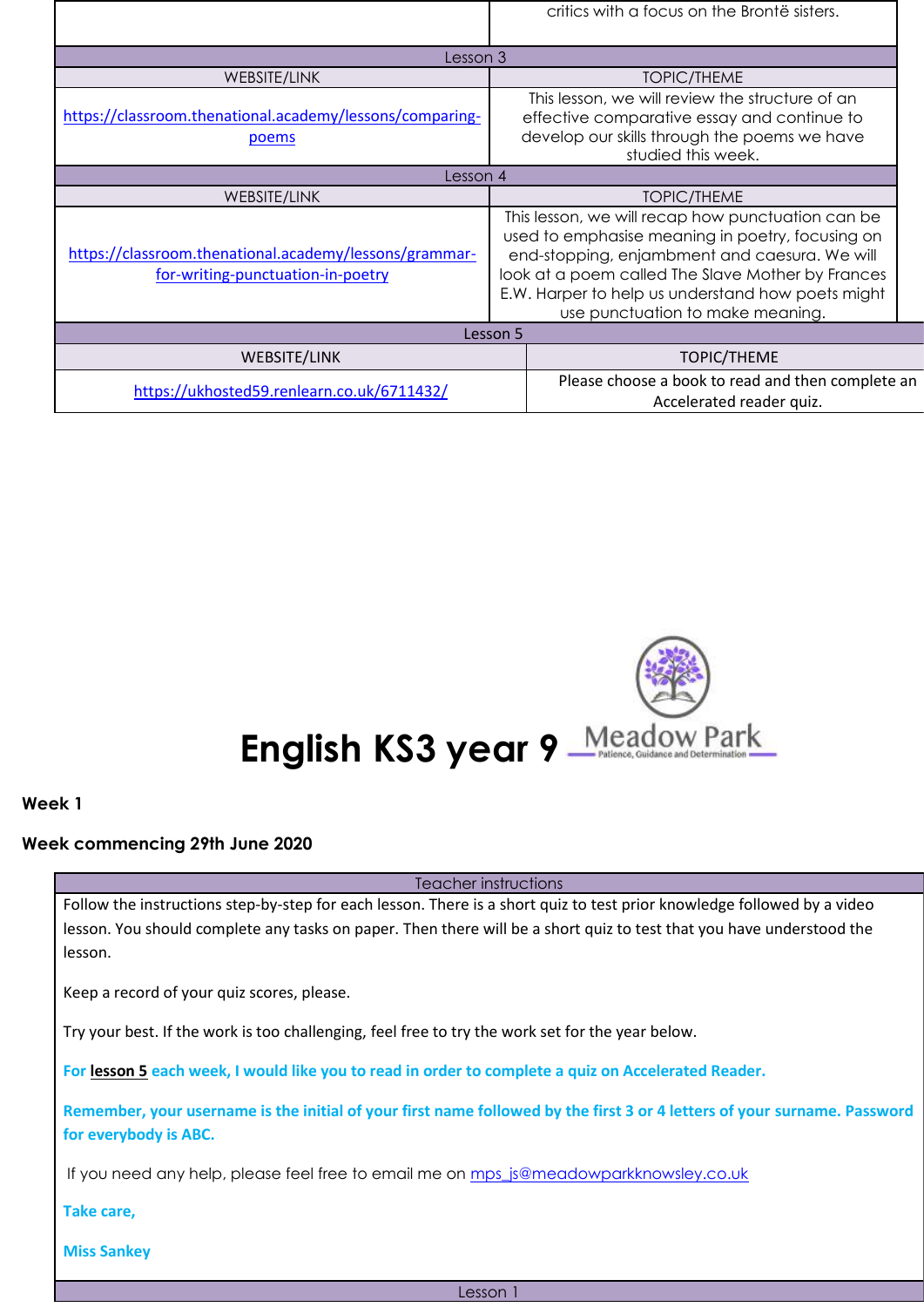| | |
|---|---|
| | critics with a focus on the Brontë sisters. |
| **Lesson 3** | |
| WEBSITE/LINK | TOPIC/THEME |
| https://classroom.thenational.academy/lessons/comparing-poems | This lesson, we will review the structure of an effective comparative essay and continue to develop our skills through the poems we have studied this week. |
| **Lesson 4** | |
| WEBSITE/LINK | TOPIC/THEME |
| https://classroom.thenational.academy/lessons/grammar-for-writing-punctuation-in-poetry | This lesson, we will recap how punctuation can be used to emphasise meaning in poetry, focusing on end-stopping, enjambment and caesura. We will look at a poem called The Slave Mother by Frances E.W. Harper to help us understand how poets might use punctuation to make meaning. |
| **Lesson 5** | |
| WEBSITE/LINK | TOPIC/THEME |
| https://ukhosted59.renlearn.co.uk/6711432/ | Please choose a book to read and then complete an Accelerated reader quiz. |

# English KS3 year 9

Meadow Park
Patience, Guidance and Determination

**Week 1**

**Week commencing 29th June 2020**

| Teacher instructions |
|---|
| Follow the instructions step-by-step for each lesson. There is a short quiz to test prior knowledge followed by a video lesson. You should complete any tasks on paper. Then there will be a short quiz to test that you have understood the lesson.<br><br>Keep a record of your quiz scores, please.<br><br>Try your best. If the work is too challenging, feel free to try the work set for the year below.<br><br>**For lesson 5 each week, I would like you to read in order to complete a quiz on Accelerated Reader.**<br><br>**Remember, your username is the initial of your first name followed by the first 3 or 4 letters of your surname. Password for everybody is ABC.**<br><br>If you need any help, please feel free to email me on mps_js@meadowparkknowsley.co.uk<br><br>**Take care,**<br><br>**Miss Sankey** |
| **Lesson 1** |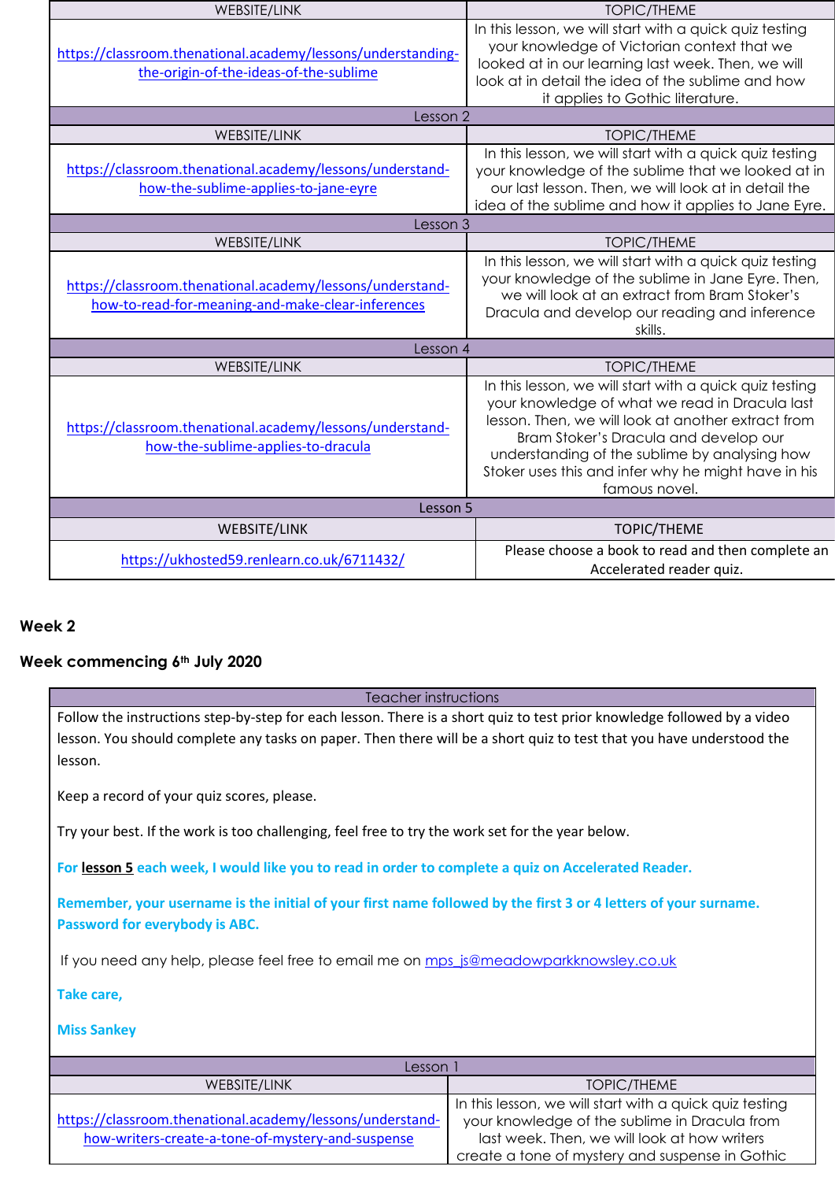| WEBSITE/LINK | TOPIC/THEME |
|---|---|
| https://classroom.thenational.academy/lessons/understanding-the-origin-of-the-ideas-of-the-sublime | In this lesson, we will start with a quick quiz testing your knowledge of Victorian context that we looked at in our learning last week. Then, we will look at in detail the idea of the sublime and how it applies to Gothic literature. |
| **Lesson 2** | |
| WEBSITE/LINK | TOPIC/THEME |
| https://classroom.thenational.academy/lessons/understand-how-the-sublime-applies-to-jane-eyre | In this lesson, we will start with a quick quiz testing your knowledge of the sublime that we looked at in our last lesson. Then, we will look at in detail the idea of the sublime and how it applies to Jane Eyre. |
| **Lesson 3** | |
| WEBSITE/LINK | TOPIC/THEME |
| https://classroom.thenational.academy/lessons/understand-how-to-read-for-meaning-and-make-clear-inferences | In this lesson, we will start with a quick quiz testing your knowledge of the sublime in Jane Eyre. Then, we will look at an extract from Bram Stoker's Dracula and develop our reading and inference skills. |
| **Lesson 4** | |
| WEBSITE/LINK | TOPIC/THEME |
| https://classroom.thenational.academy/lessons/understand-how-the-sublime-applies-to-dracula | In this lesson, we will start with a quick quiz testing your knowledge of what we read in Dracula last lesson. Then, we will look at another extract from Bram Stoker's Dracula and develop our understanding of the sublime by analysing how Stoker uses this and infer why he might have in his famous novel. |
| **Lesson 5** | |
| WEBSITE/LINK | TOPIC/THEME |
| https://ukhosted59.renlearn.co.uk/6711432/ | Please choose a book to read and then complete an Accelerated reader quiz. |

**Week 2**

**Week commencing 6th July 2020**

| Teacher instructions |
|---|
| Follow the instructions step-by-step for each lesson. There is a short quiz to test prior knowledge followed by a video lesson. You should complete any tasks on paper. Then there will be a short quiz to test that you have understood the lesson.<br><br>Keep a record of your quiz scores, please.<br><br>Try your best. If the work is too challenging, feel free to try the work set for the year below.<br><br>**For lesson 5 each week, I would like you to read in order to complete a quiz on Accelerated Reader.**<br><br>**Remember, your username is the initial of your first name followed by the first 3 or 4 letters of your surname. Password for everybody is ABC.**<br><br>If you need any help, please feel free to email me on mps_js@meadowparkknowsley.co.uk<br><br>**Take care,**<br><br>**Miss Sankey** |

| Lesson 1 | |
|---|---|
| WEBSITE/LINK | TOPIC/THEME |
| https://classroom.thenational.academy/lessons/understand-how-writers-create-a-tone-of-mystery-and-suspense | In this lesson, we will start with a quick quiz testing your knowledge of the sublime in Dracula from last week. Then, we will look at how writers create a tone of mystery and suspense in Gothic |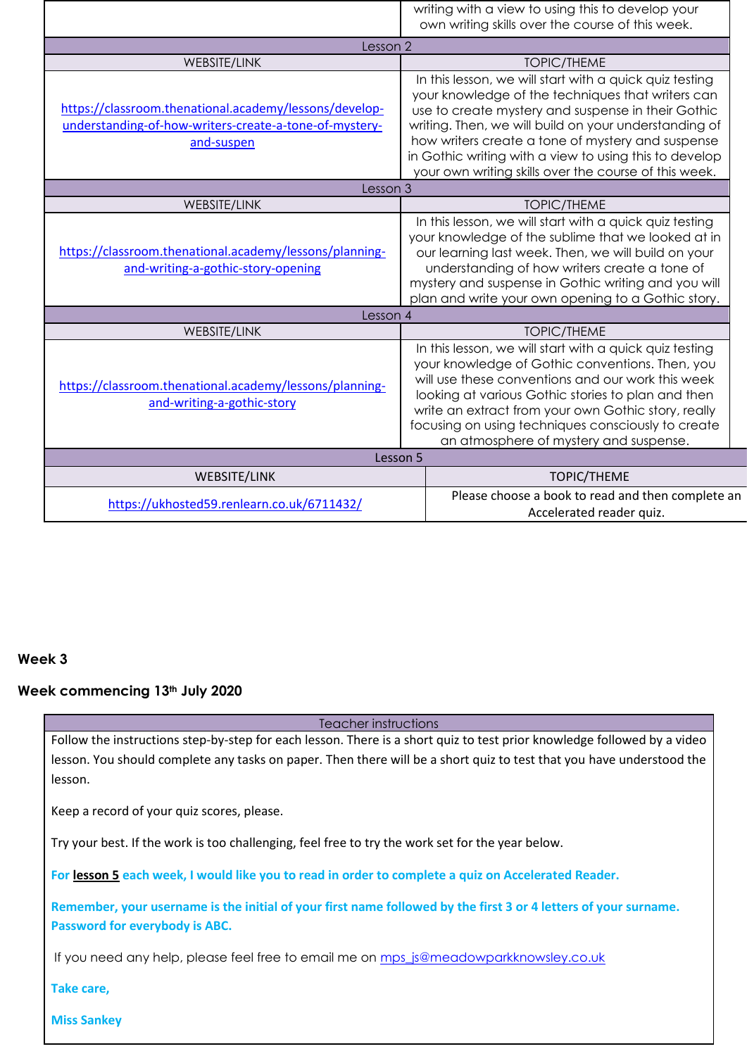| | |
|---|---|
| | writing with a view to using this to develop your own writing skills over the course of this week. |
| **Lesson 2** | |
| WEBSITE/LINK | TOPIC/THEME |
| https://classroom.thenational.academy/lessons/develop-understanding-of-how-writers-create-a-tone-of-mystery-and-suspen | In this lesson, we will start with a quick quiz testing your knowledge of the techniques that writers can use to create mystery and suspense in their Gothic writing. Then, we will build on your understanding of how writers create a tone of mystery and suspense in Gothic writing with a view to using this to develop your own writing skills over the course of this week. |
| **Lesson 3** | |
| WEBSITE/LINK | TOPIC/THEME |
| https://classroom.thenational.academy/lessons/planning-and-writing-a-gothic-story-opening | In this lesson, we will start with a quick quiz testing your knowledge of the sublime that we looked at in our learning last week. Then, we will build on your understanding of how writers create a tone of mystery and suspense in Gothic writing and you will plan and write your own opening to a Gothic story. |
| **Lesson 4** | |
| WEBSITE/LINK | TOPIC/THEME |
| https://classroom.thenational.academy/lessons/planning-and-writing-a-gothic-story | In this lesson, we will start with a quick quiz testing your knowledge of Gothic conventions. Then, you will use these conventions and our work this week looking at various Gothic stories to plan and then write an extract from your own Gothic story, really focusing on using techniques consciously to create an atmosphere of mystery and suspense. |
| **Lesson 5** | |
| WEBSITE/LINK | TOPIC/THEME |
| https://ukhosted59.renlearn.co.uk/6711432/ | Please choose a book to read and then complete an Accelerated reader quiz. |

**Week 3**

**Week commencing 13th July 2020**

| Teacher instructions |
|---|
| Follow the instructions step-by-step for each lesson. There is a short quiz to test prior knowledge followed by a video lesson. You should complete any tasks on paper. Then there will be a short quiz to test that you have understood the lesson.<br><br>Keep a record of your quiz scores, please.<br><br>Try your best. If the work is too challenging, feel free to try the work set for the year below.<br><br>**For lesson 5 each week, I would like you to read in order to complete a quiz on Accelerated Reader.**<br><br>**Remember, your username is the initial of your first name followed by the first 3 or 4 letters of your surname. Password for everybody is ABC.**<br><br>If you need any help, please feel free to email me on mps_js@meadowparkknowsley.co.uk<br><br>**Take care,**<br><br>**Miss Sankey** |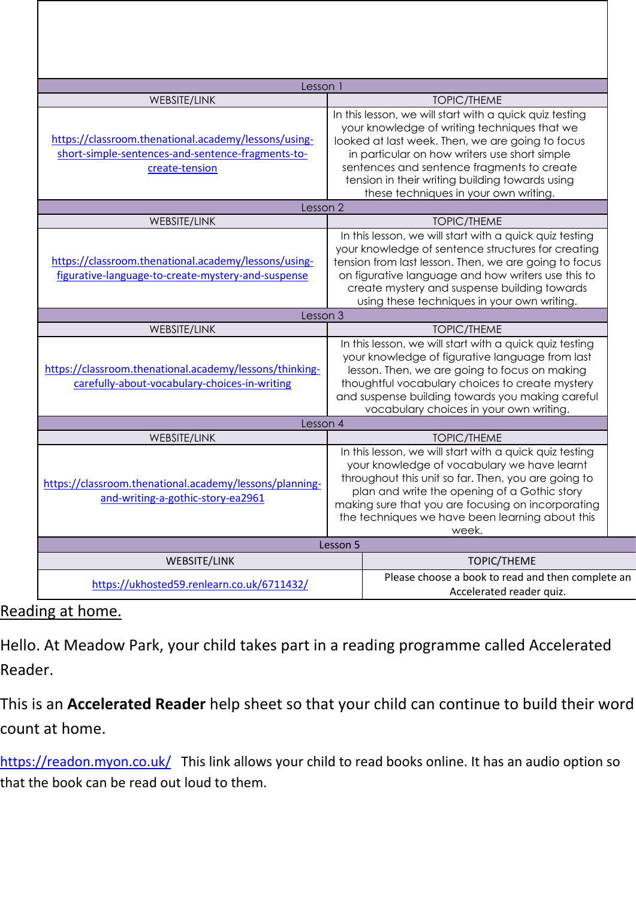| | |
|---|---|
| **Lesson 1** | |
| WEBSITE/LINK | TOPIC/THEME |
| https://classroom.thenational.academy/lessons/using-short-simple-sentences-and-sentence-fragments-to-create-tension | In this lesson, we will start with a quick quiz testing your knowledge of writing techniques that we looked at last week. Then, we are going to focus in particular on how writers use short simple sentences and sentence fragments to create tension in their writing building towards using these techniques in your own writing. |
| **Lesson 2** | |
| WEBSITE/LINK | TOPIC/THEME |
| https://classroom.thenational.academy/lessons/using-figurative-language-to-create-mystery-and-suspense | In this lesson, we will start with a quick quiz testing your knowledge of sentence structures for creating tension from last lesson. Then, we are going to focus on figurative language and how writers use this to create mystery and suspense building towards using these techniques in your own writing. |
| **Lesson 3** | |
| WEBSITE/LINK | TOPIC/THEME |
| https://classroom.thenational.academy/lessons/thinking-carefully-about-vocabulary-choices-in-writing | In this lesson, we will start with a quick quiz testing your knowledge of figurative language from last lesson. Then, we are going to focus on making thoughtful vocabulary choices to create mystery and suspense building towards you making careful vocabulary choices in your own writing. |
| **Lesson 4** | |
| WEBSITE/LINK | TOPIC/THEME |
| https://classroom.thenational.academy/lessons/planning-and-writing-a-gothic-story-ea2961 | In this lesson, we will start with a quick quiz testing your knowledge of vocabulary we have learnt throughout this unit so far. Then, you are going to plan and write the opening of a Gothic story making sure that you are focusing on incorporating the techniques we have been learning about this week. |
| **Lesson 5** | |
| WEBSITE/LINK | TOPIC/THEME |
| https://ukhosted59.renlearn.co.uk/6711432/ | Please choose a book to read and then complete an Accelerated reader quiz. |

## Reading at home.

Hello. At Meadow Park, your child takes part in a reading programme called Accelerated Reader.

This is an **Accelerated Reader** help sheet so that your child can continue to build their word count at home.

https://readon.myon.co.uk/ This link allows your child to read books online. It has an audio option so that the book can be read out loud to them.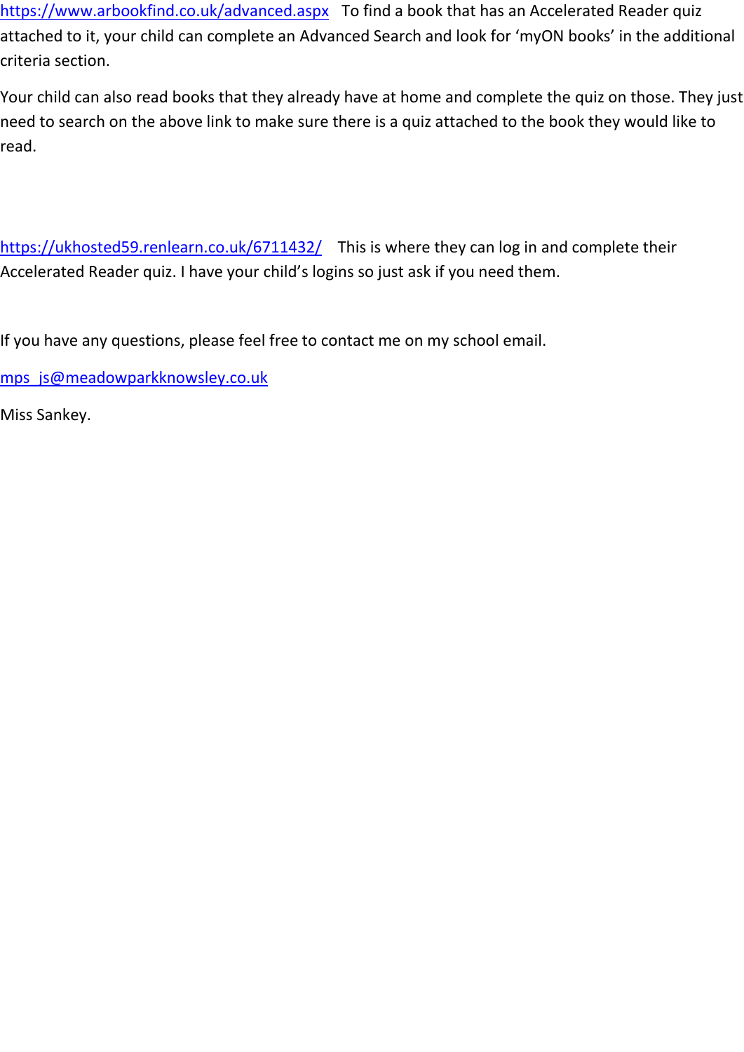https://www.arbookfind.co.uk/advanced.aspx To find a book that has an Accelerated Reader quiz attached to it, your child can complete an Advanced Search and look for 'myON books' in the additional criteria section.

Your child can also read books that they already have at home and complete the quiz on those. They just need to search on the above link to make sure there is a quiz attached to the book they would like to read.

https://ukhosted59.renlearn.co.uk/6711432/ This is where they can log in and complete their Accelerated Reader quiz. I have your child's logins so just ask if you need them.

If you have any questions, please feel free to contact me on my school email.

mps_js@meadowparkknowsley.co.uk

Miss Sankey.